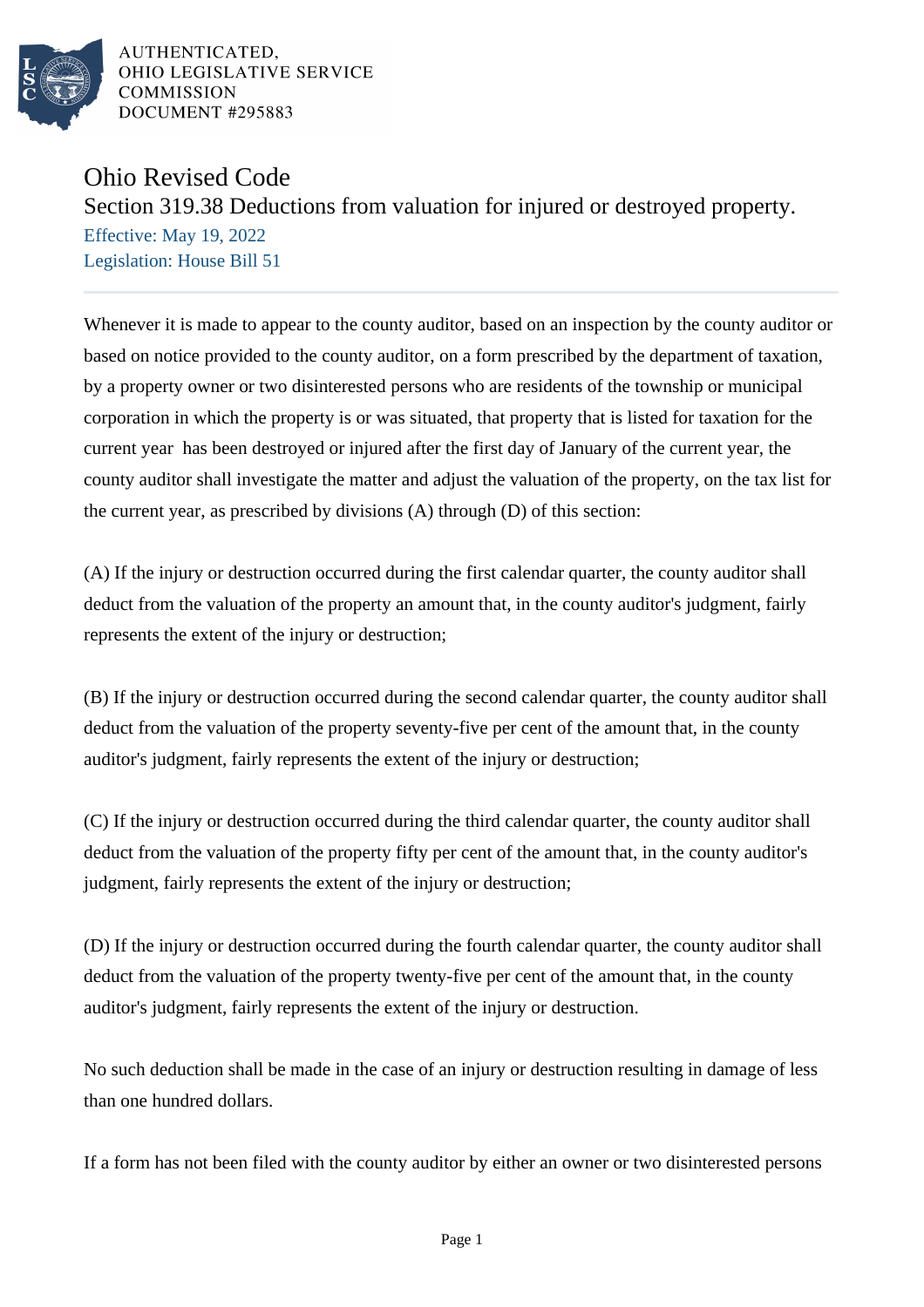AUTHENTICATED,
OHIO LEGISLATIVE SERVICE
COMMISSION
DOCUMENT #295883

# Ohio Revised Code

## Section 319.38 Deductions from valuation for injured or destroyed property.

Effective: May 19, 2022
Legislation: House Bill 51

Whenever it is made to appear to the county auditor, based on an inspection by the county auditor or based on notice provided to the county auditor, on a form prescribed by the department of taxation, by a property owner or two disinterested persons who are residents of the township or municipal corporation in which the property is or was situated, that property that is listed for taxation for the current year has been destroyed or injured after the first day of January of the current year, the county auditor shall investigate the matter and adjust the valuation of the property, on the tax list for the current year, as prescribed by divisions (A) through (D) of this section:

(A) If the injury or destruction occurred during the first calendar quarter, the county auditor shall deduct from the valuation of the property an amount that, in the county auditor's judgment, fairly represents the extent of the injury or destruction;

(B) If the injury or destruction occurred during the second calendar quarter, the county auditor shall deduct from the valuation of the property seventy-five per cent of the amount that, in the county auditor's judgment, fairly represents the extent of the injury or destruction;

(C) If the injury or destruction occurred during the third calendar quarter, the county auditor shall deduct from the valuation of the property fifty per cent of the amount that, in the county auditor's judgment, fairly represents the extent of the injury or destruction;

(D) If the injury or destruction occurred during the fourth calendar quarter, the county auditor shall deduct from the valuation of the property twenty-five per cent of the amount that, in the county auditor's judgment, fairly represents the extent of the injury or destruction.

No such deduction shall be made in the case of an injury or destruction resulting in damage of less than one hundred dollars.

If a form has not been filed with the county auditor by either an owner or two disinterested persons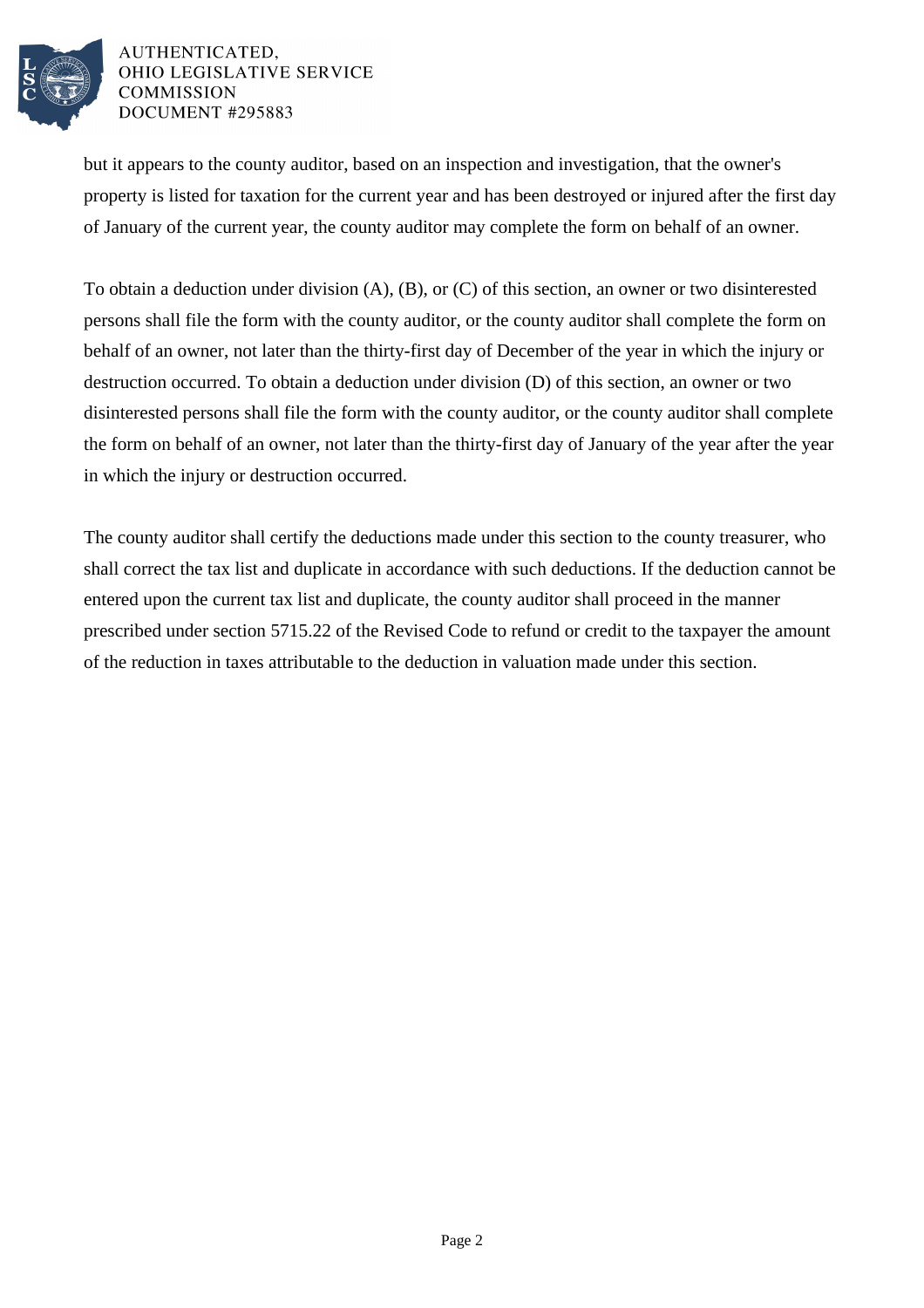but it appears to the county auditor, based on an inspection and investigation, that the owner's property is listed for taxation for the current year and has been destroyed or injured after the first day of January of the current year, the county auditor may complete the form on behalf of an owner.

To obtain a deduction under division (A), (B), or (C) of this section, an owner or two disinterested persons shall file the form with the county auditor, or the county auditor shall complete the form on behalf of an owner, not later than the thirty-first day of December of the year in which the injury or destruction occurred. To obtain a deduction under division (D) of this section, an owner or two disinterested persons shall file the form with the county auditor, or the county auditor shall complete the form on behalf of an owner, not later than the thirty-first day of January of the year after the year in which the injury or destruction occurred.

The county auditor shall certify the deductions made under this section to the county treasurer, who shall correct the tax list and duplicate in accordance with such deductions. If the deduction cannot be entered upon the current tax list and duplicate, the county auditor shall proceed in the manner prescribed under section 5715.22 of the Revised Code to refund or credit to the taxpayer the amount of the reduction in taxes attributable to the deduction in valuation made under this section.